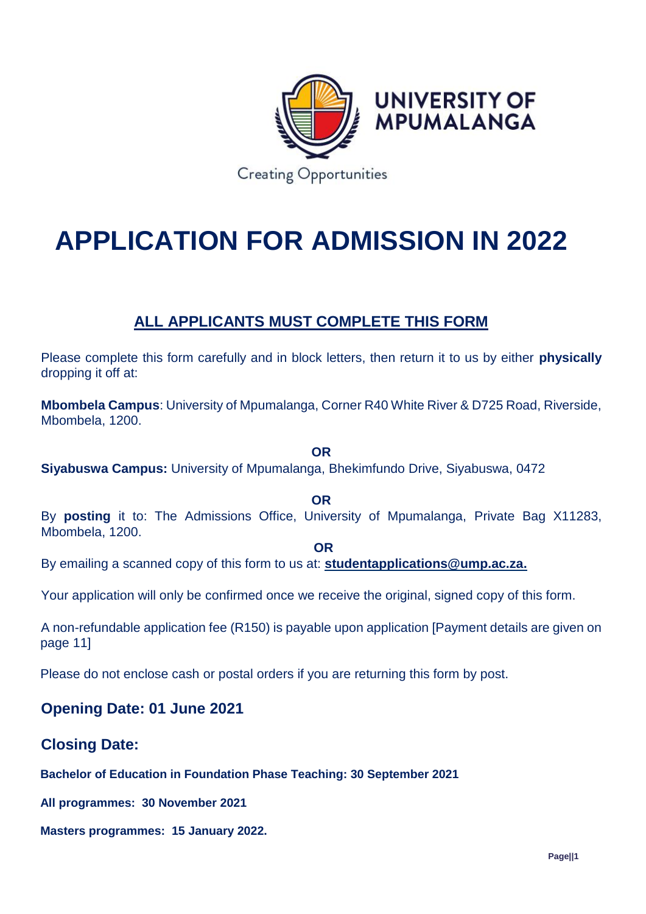UNIVERSITY OF MPUMALANGA

Creating Opportunities

# APPLICATION FOR ADMISSION IN 2022

## ALL APPLICANTS MUST COMPLETE THIS FORM

Please complete this form carefully and in block letters, then return it to us by either **physically** dropping it off at:

**Mbombela Campus**: University of Mpumalanga, Corner R40 White River & D725 Road, Riverside, Mbombela, 1200.

**OR**

**Siyabuswa Campus:** University of Mpumalanga, Bhekimfundo Drive, Siyabuswa, 0472

**OR**

By **posting** it to: The Admissions Office, University of Mpumalanga, Private Bag X11283, Mbombela, 1200.

**OR**

By emailing a scanned copy of this form to us at: **studentapplications@ump.ac.za.**

Your application will only be confirmed once we receive the original, signed copy of this form.

A non-refundable application fee (R150) is payable upon application [Payment details are given on page 11]

Please do not enclose cash or postal orders if you are returning this form by post.

### Opening Date: 01 June 2021

### Closing Date:

**Bachelor of Education in Foundation Phase Teaching: 30 September 2021**

**All programmes: 30 November 2021**

**Masters programmes: 15 January 2022.**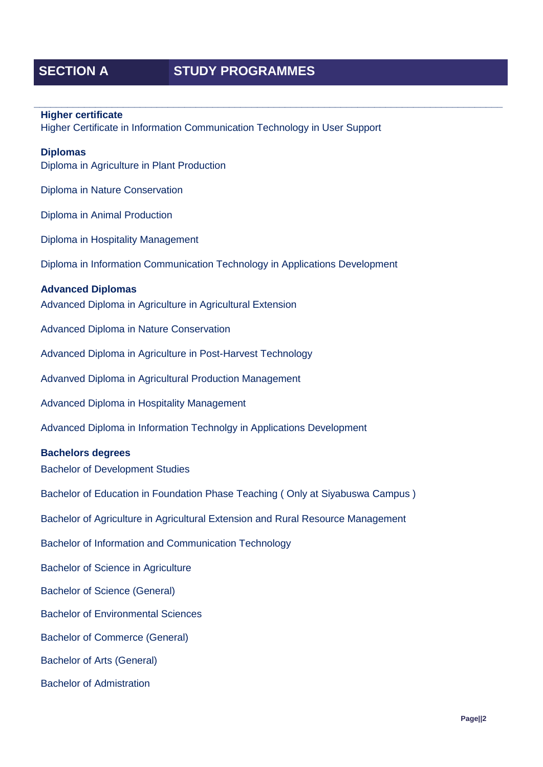# SECTION A STUDY PROGRAMMES

**Higher certificate**

Higher Certificate in Information Communication Technology in User Support

**Diplomas**

Diploma in Agriculture in Plant Production

Diploma in Nature Conservation

Diploma in Animal Production

Diploma in Hospitality Management

Diploma in Information Communication Technology in Applications Development

**Advanced Diplomas**

Advanced Diploma in Agriculture in Agricultural Extension

Advanced Diploma in Nature Conservation

Advanced Diploma in Agriculture in Post-Harvest Technology

Advanved Diploma in Agricultural Production Management

Advanced Diploma in Hospitality Management

Advanced Diploma in Information Technolgy in Applications Development

**Bachelors degrees**

Bachelor of Development Studies

Bachelor of Education in Foundation Phase Teaching ( Only at Siyabuswa Campus )

Bachelor of Agriculture in Agricultural Extension and Rural Resource Management

Bachelor of Information and Communication Technology

Bachelor of Science in Agriculture

Bachelor of Science (General)

Bachelor of Environmental Sciences

Bachelor of Commerce (General)

Bachelor of Arts (General)

Bachelor of Admistration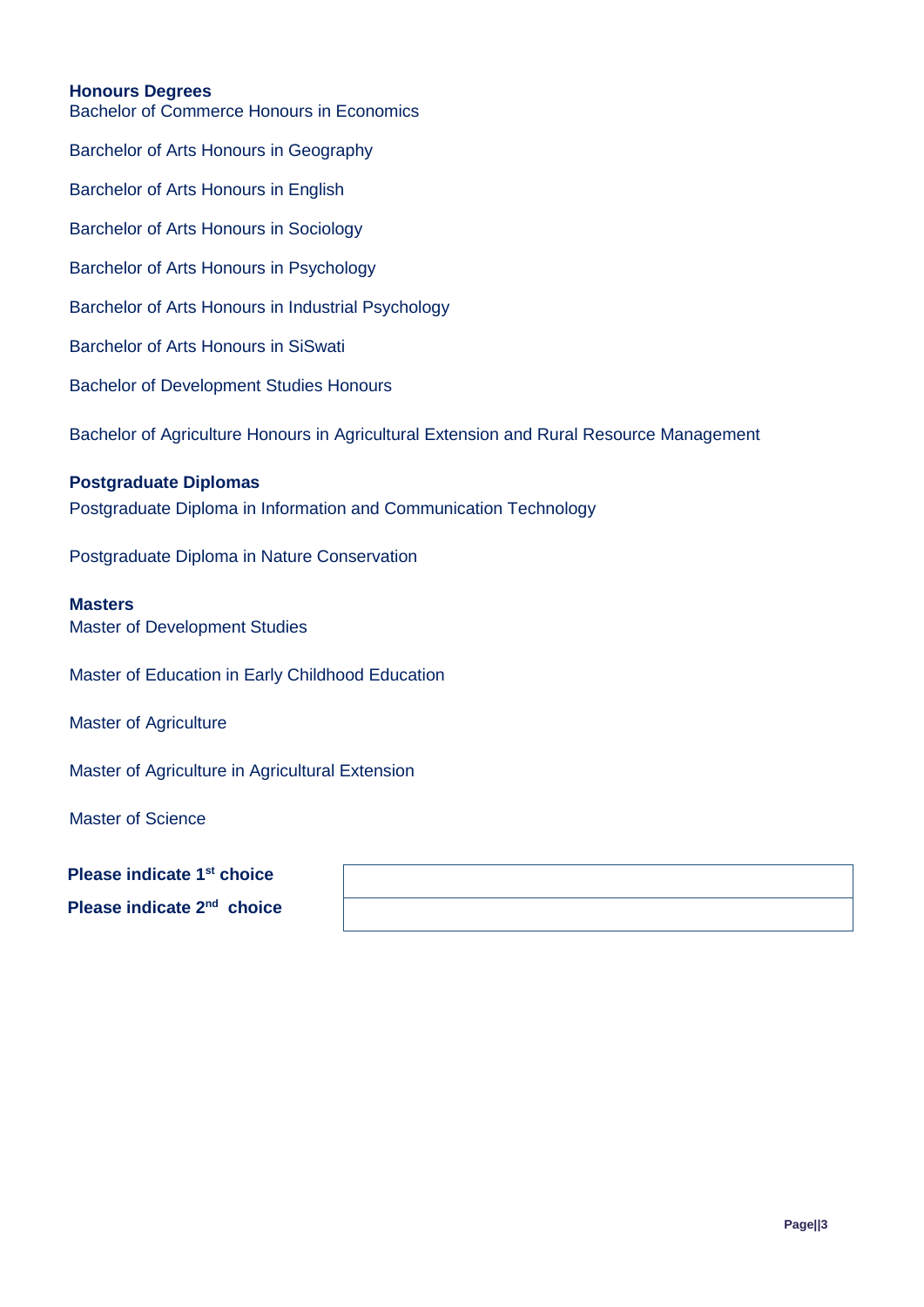**Honours Degrees**

Bachelor of Commerce Honours in Economics

Barchelor of Arts Honours in Geography

Barchelor of Arts Honours in English

Barchelor of Arts Honours in Sociology

Barchelor of Arts Honours in Psychology

Barchelor of Arts Honours in Industrial Psychology

Barchelor of Arts Honours in SiSwati

Bachelor of Development Studies Honours

Bachelor of Agriculture Honours in Agricultural Extension and Rural Resource Management

**Postgraduate Diplomas**

Postgraduate Diploma in Information and Communication Technology

Postgraduate Diploma in Nature Conservation

**Masters**

Master of Development Studies

Master of Education in Early Childhood Education

Master of Agriculture

Master of Agriculture in Agricultural Extension

Master of Science

| | |
|---|---|
| **Please indicate 1st choice** | |
| **Please indicate 2nd choice** | |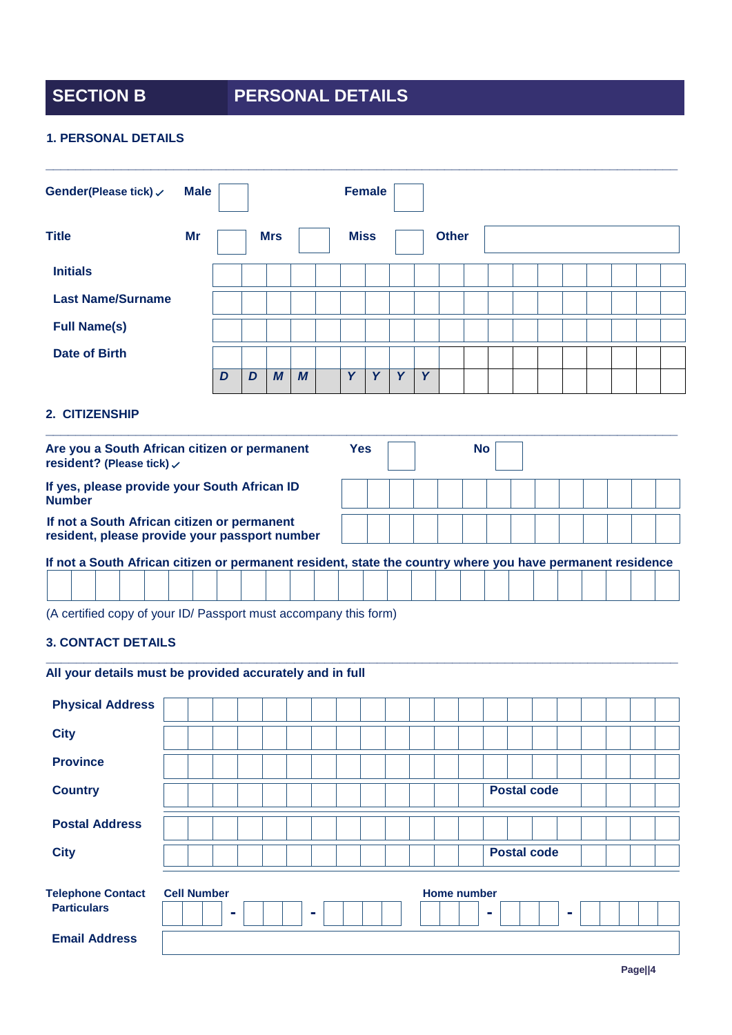# SECTION B PERSONAL DETAILS

## 1. PERSONAL DETAILS

**Gender(Please tick) ✓** **Male** ☐ **Female** ☐

**Title** **Mr** ☐ **Mrs** ☐ **Miss** ☐ **Other** ______

**Initials**

**Last Name/Surname**

**Full Name(s)**

**Date of Birth**

| D | D | M | M | | Y | Y | Y | Y |
|---|---|---|---|---|---|---|---|---|

## 2. CITIZENSHIP

**Are you a South African citizen or permanent resident? (Please tick) ✓** **Yes** ☐ **No** ☐

**If yes, please provide your South African ID Number**

**If not a South African citizen or permanent resident, please provide your passport number**

**If not a South African citizen or permanent resident, state the country where you have permanent residence**

(A certified copy of your ID/ Passport must accompany this form)

## 3. CONTACT DETAILS

**All your details must be provided accurately and in full**

**Physical Address**

**City**

**Province**

**Country** **Postal code**

**Postal Address**

**City** **Postal code**

**Telephone Contact Particulars** **Cell Number** - - **Home number** - -

**Email Address**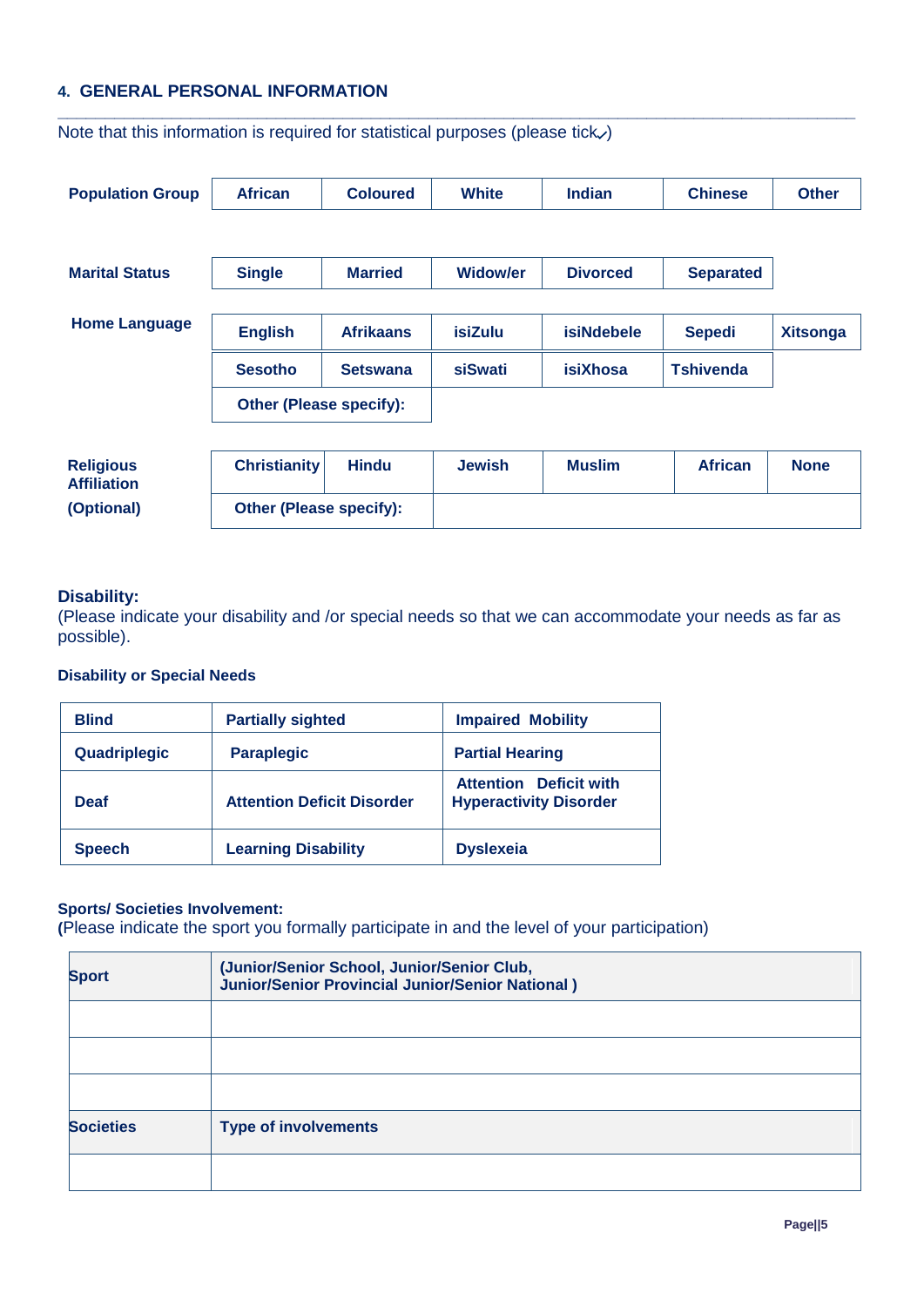## 4. GENERAL PERSONAL INFORMATION

Note that this information is required for statistical purposes (please tick✓)

| **Population Group** | **African** | **Coloured** | **White** | **Indian** | **Chinese** | **Other** |
|---|---|---|---|---|---|---|

| **Marital Status** | **Single** | **Married** | **Widow/er** | **Divorced** | **Separated** |
|---|---|---|---|---|---|

| **Home Language** | **English** | **Afrikaans** | **isiZulu** | **isiNdebele** | **Sepedi** | **Xitsonga** |
|---|---|---|---|---|---|---|
| | **Sesotho** | **Setswana** | **siSwati** | **isiXhosa** | **Tshivenda** | |
| | **Other (Please specify):** | | | | | |

| **Religious Affiliation (Optional)** | **Christianity** | **Hindu** | **Jewish** | **Muslim** | **African** | **None** |
|---|---|---|---|---|---|---|
| | **Other (Please specify):** | | | | | |

### Disability:

(Please indicate your disability and /or special needs so that we can accommodate your needs as far as possible).

**Disability or Special Needs**

| **Blind** | **Partially sighted** | **Impaired Mobility** |
|---|---|---|
| **Quadriplegic** | **Paraplegic** | **Partial Hearing** |
| **Deaf** | **Attention Deficit Disorder** | **Attention Deficit with Hyperactivity Disorder** |
| **Speech** | **Learning Disability** | **Dyslexeia** |

**Sports/ Societies Involvement:**

**(**Please indicate the sport you formally participate in and the level of your participation)

| **Sport** | **(Junior/Senior School, Junior/Senior Club, Junior/Senior Provincial Junior/Senior National )** |
|---|---|
| | |
| | |
| | |
| **Societies** | **Type of involvements** |
| | |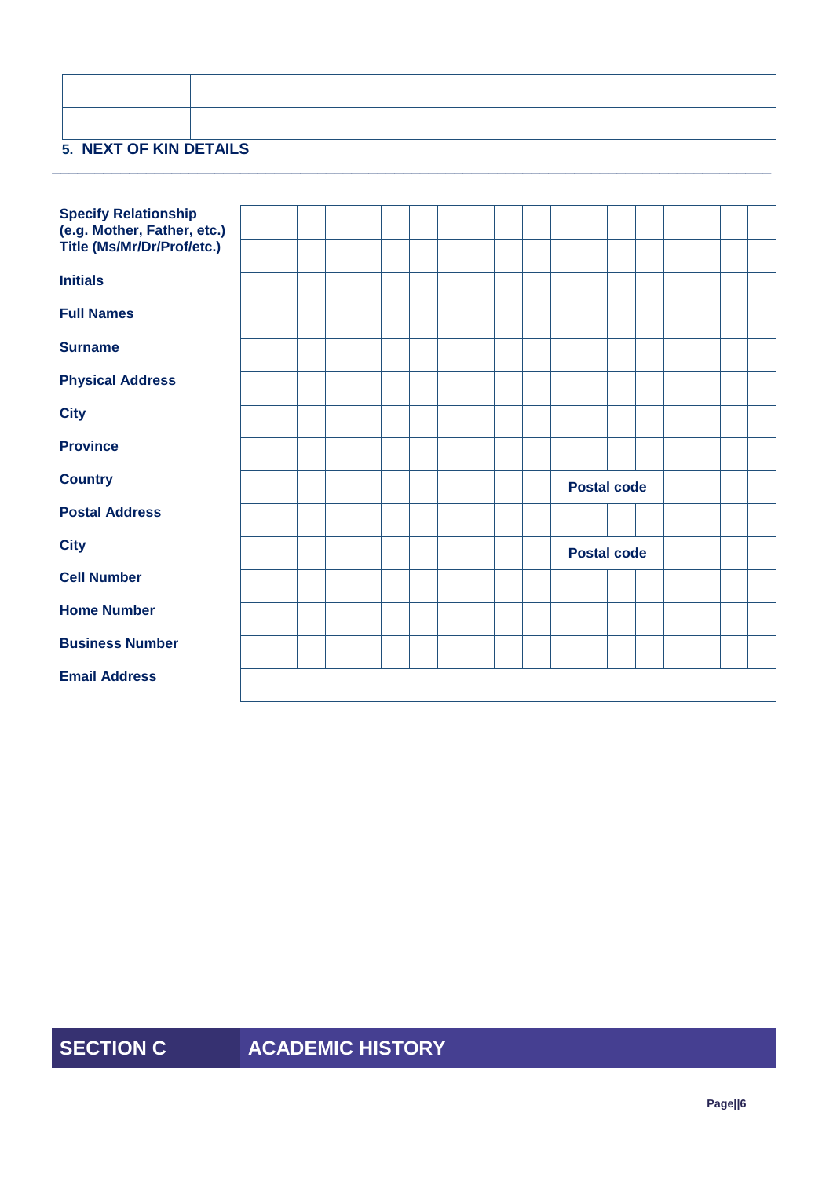| | |
|---|---|
| | |
| | |

## 5. NEXT OF KIN DETAILS

| | |
|---|---|
| **Specify Relationship (e.g. Mother, Father, etc.)** | |
| **Title (Ms/Mr/Dr/Prof/etc.)** | |
| **Initials** | |
| **Full Names** | |
| **Surname** | |
| **Physical Address** | |
| **City** | |
| **Province** | |
| **Country** | **Postal code** |
| **Postal Address** | |
| **City** | **Postal code** |
| **Cell Number** | |
| **Home Number** | |
| **Business Number** | |
| **Email Address** | |

# SECTION C ACADEMIC HISTORY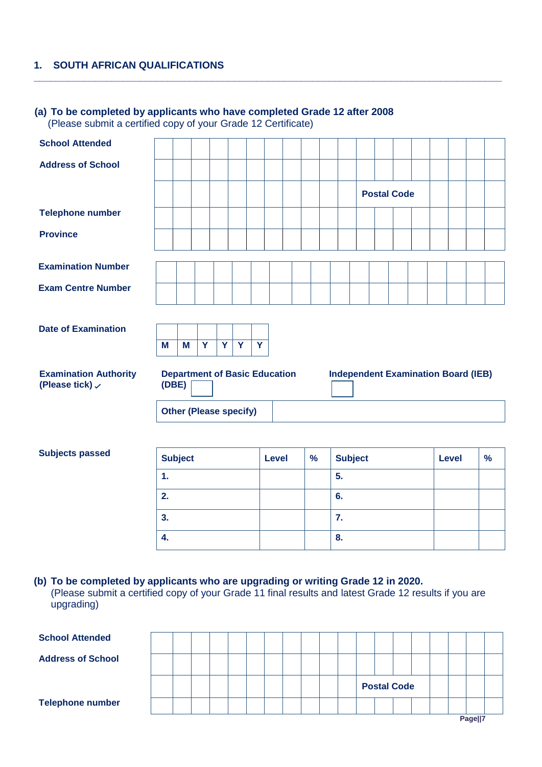## 1. SOUTH AFRICAN QUALIFICATIONS

### (a) To be completed by applicants who have completed Grade 12 after 2008

(Please submit a certified copy of your Grade 12 Certificate)

| | |
|---|---|
| **School Attended** | |
| **Address of School** | |
| | **Postal Code** |
| **Telephone number** | |
| **Province** | |

| | |
|---|---|
| **Examination Number** | |
| **Exam Centre Number** | |

**Date of Examination**

| | | | | | |
|---|---|---|---|---|---|
| | | | | | |
| **M** | **M** | **Y** | **Y** | **Y** | **Y** |

**Examination Authority (Please tick) ✓**

**Department of Basic Education (DBE)** ☐ **Independent Examination Board (IEB)** ☐

**Other (Please specify)** ____________

**Subjects passed**

| Subject | Level | % | Subject | Level | % |
|---|---|---|---|---|---|
| 1. | | | 5. | | |
| 2. | | | 6. | | |
| 3. | | | 7. | | |
| 4. | | | 8. | | |

### (b) To be completed by applicants who are upgrading or writing Grade 12 in 2020.

(Please submit a certified copy of your Grade 11 final results and latest Grade 12 results if you are upgrading)

| | |
|---|---|
| **School Attended** | |
| **Address of School** | |
| | **Postal Code** |
| **Telephone number** | |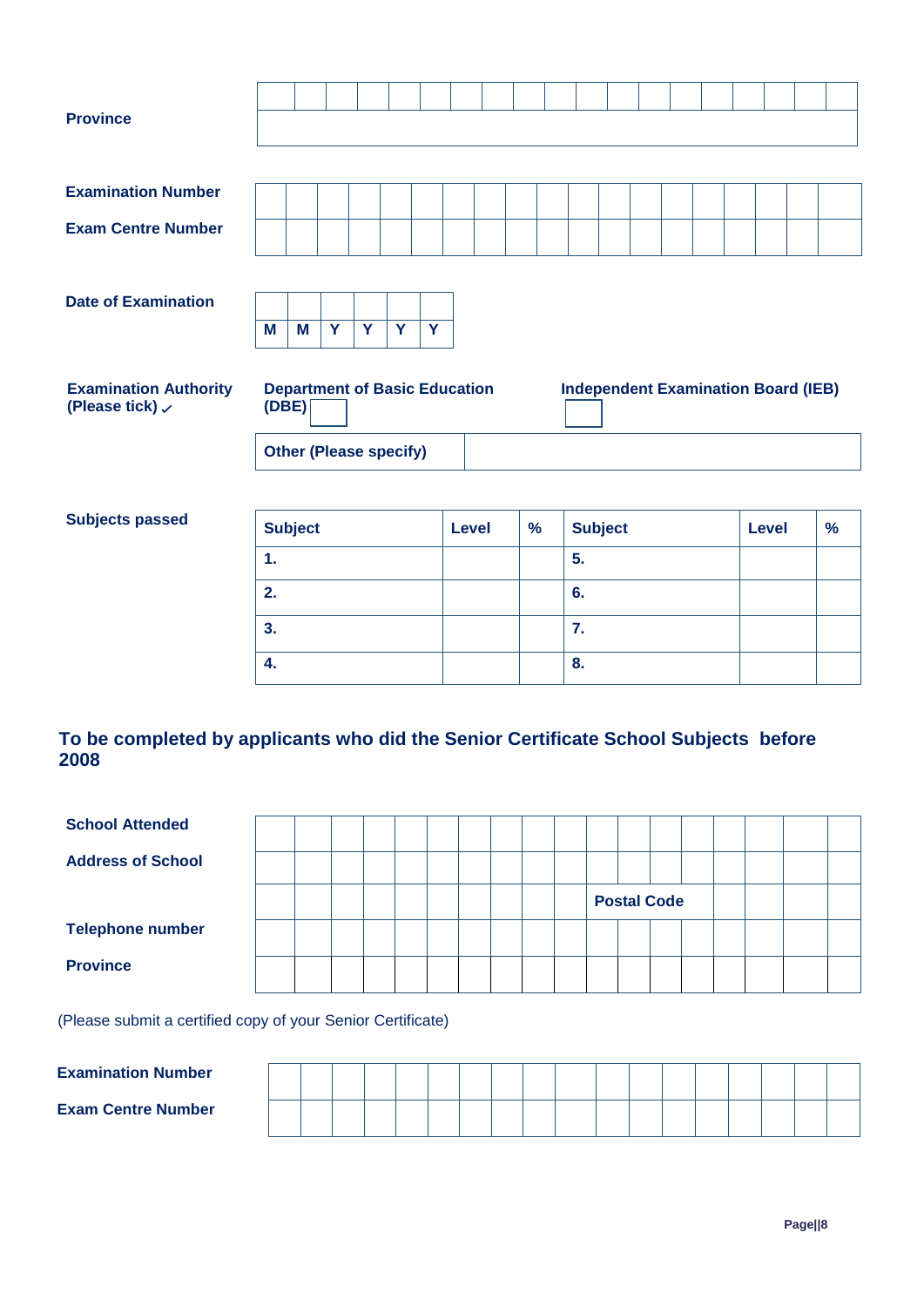**Province**

**Examination Number**

**Exam Centre Number**

**Date of Examination**

| M | M | Y | Y | Y | Y |
|---|---|---|---|---|---|

**Examination Authority (Please tick) ✓**

**Department of Basic Education (DBE)** ☐ **Independent Examination Board (IEB)** ☐

**Other (Please specify)**

**Subjects passed**

| Subject | Level | % | Subject | Level | % |
|---|---|---|---|---|---|
| 1. | | | 5. | | |
| 2. | | | 6. | | |
| 3. | | | 7. | | |
| 4. | | | 8. | | |

## To be completed by applicants who did the Senior Certificate School Subjects before 2008

**School Attended**

**Address of School**

**Postal Code**

**Telephone number**

**Province**

(Please submit a certified copy of your Senior Certificate)

**Examination Number**

**Exam Centre Number**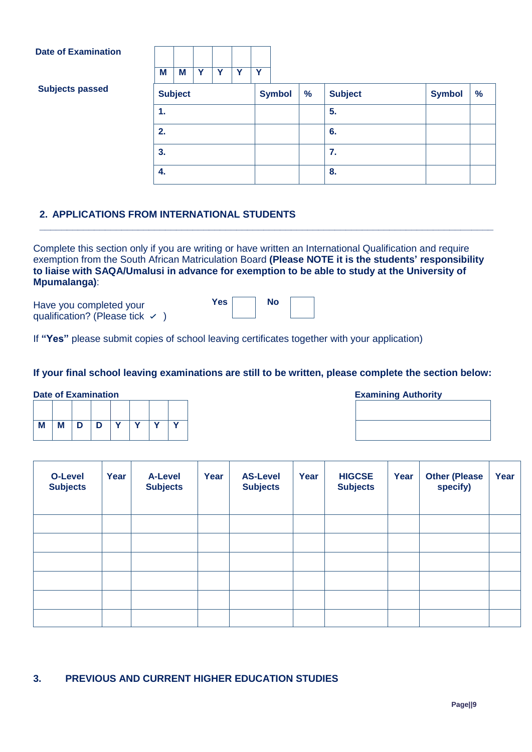**Date of Examination**

|  |  |  |  |  |  |
|---|---|---|---|---|---|
|  |  |  |  |  |  |
| M | M | Y | Y | Y | Y |

**Subjects passed**

| Subject | Symbol | % | Subject | Symbol | % |
|---|---|---|---|---|---|
| 1. |  |  | 5. |  |  |
| 2. |  |  | 6. |  |  |
| 3. |  |  | 7. |  |  |
| 4. |  |  | 8. |  |  |

## 2. APPLICATIONS FROM INTERNATIONAL STUDENTS

Complete this section only if you are writing or have written an International Qualification and require exemption from the South African Matriculation Board **(Please NOTE it is the students' responsibility to liaise with SAQA/Umalusi in advance for exemption to be able to study at the University of Mpumalanga)**:

Have you completed your qualification? (Please tick ✓ )   **Yes** ☐   **No** ☐

If **"Yes"** please submit copies of school leaving certificates together with your application)

**If your final school leaving examinations are still to be written, please complete the section below:**

**Date of Examination**

|  |  |  |  |  |  |  |  |
|---|---|---|---|---|---|---|---|
|  |  |  |  |  |  |  |  |
| M | M | D | D | Y | Y | Y | Y |

**Examining Authority**

|  |
|---|
|  |
|  |

| O-Level Subjects | Year | A-Level Subjects | Year | AS-Level Subjects | Year | HIGCSE Subjects | Year | Other (Please specify) | Year |
|---|---|---|---|---|---|---|---|---|---|
|  |  |  |  |  |  |  |  |  |  |
|  |  |  |  |  |  |  |  |  |  |
|  |  |  |  |  |  |  |  |  |  |
|  |  |  |  |  |  |  |  |  |  |
|  |  |  |  |  |  |  |  |  |  |
|  |  |  |  |  |  |  |  |  |  |

## 3. PREVIOUS AND CURRENT HIGHER EDUCATION STUDIES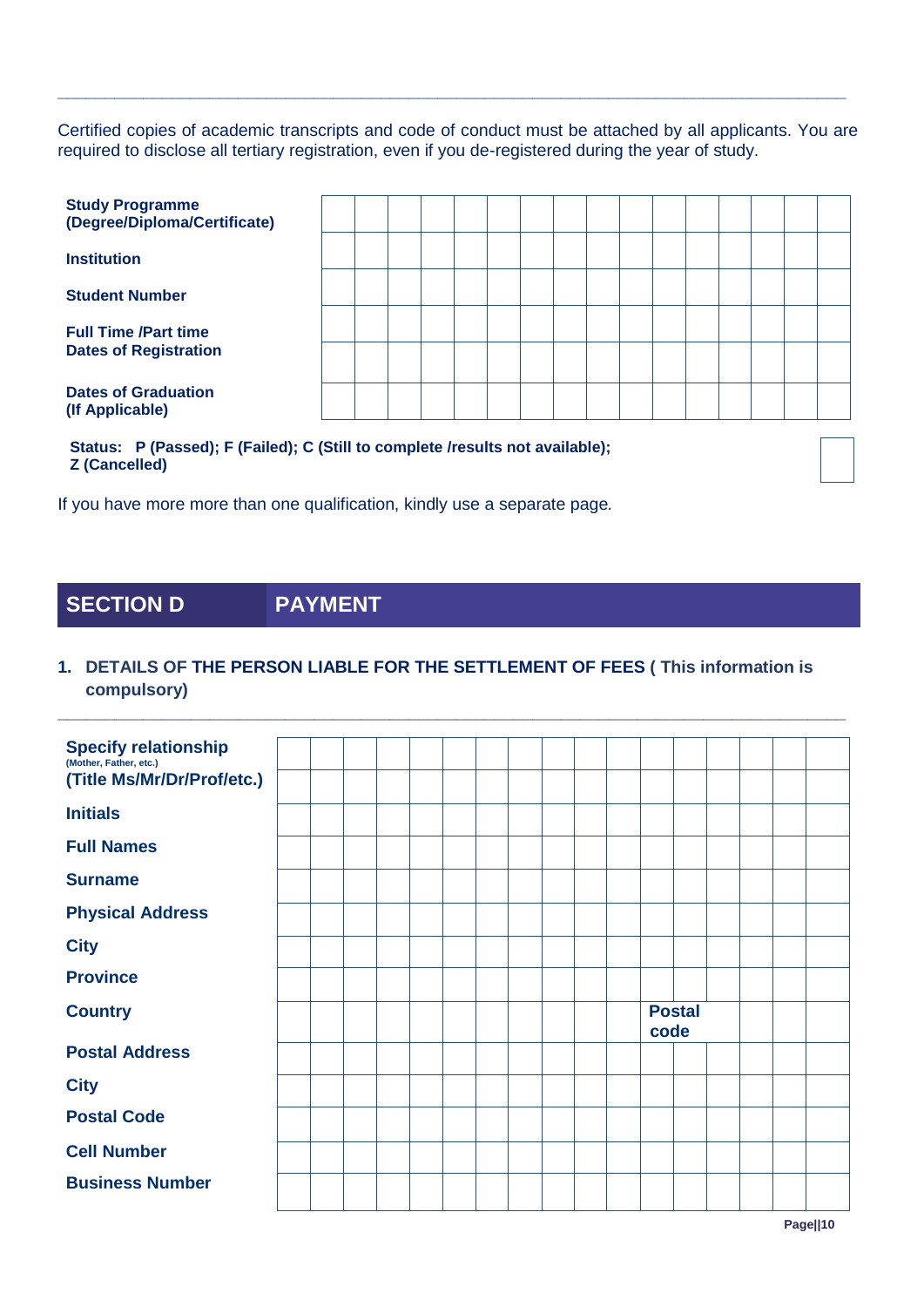Certified copies of academic transcripts and code of conduct must be attached by all applicants. You are required to disclose all tertiary registration, even if you de-registered during the year of study.

| | | | | | | | | | | | | | | | | |
|---|---|---|---|---|---|---|---|---|---|---|---|---|---|---|---|---|
| **Study Programme (Degree/Diploma/Certificate)** | | | | | | | | | | | | | | | | |
| **Institution** | | | | | | | | | | | | | | | | |
| **Student Number** | | | | | | | | | | | | | | | | |
| **Full Time /Part time** | | | | | | | | | | | | | | | | |
| **Dates of Registration** | | | | | | | | | | | | | | | | |
| **Dates of Graduation (If Applicable)** | | | | | | | | | | | | | | | | |

**Status: P (Passed); F (Failed); C (Still to complete /results not available); Z (Cancelled)** ☐

If you have more more than one qualification, kindly use a separate page.

## SECTION D PAYMENT

### 1. DETAILS OF THE PERSON LIABLE FOR THE SETTLEMENT OF FEES ( This information is compulsory)

| | | | | | | | | | | | | | | | | |
|---|---|---|---|---|---|---|---|---|---|---|---|---|---|---|---|---|
| **Specify relationship** (Mother, Father, etc.) | | | | | | | | | | | | | | | | |
| **(Title Ms/Mr/Dr/Prof/etc.)** | | | | | | | | | | | | | | | | |
| **Initials** | | | | | | | | | | | | | | | | |
| **Full Names** | | | | | | | | | | | | | | | | |
| **Surname** | | | | | | | | | | | | | | | | |
| **Physical Address** | | | | | | | | | | | | | | | | |
| **City** | | | | | | | | | | | | | | | | |
| **Province** | | | | | | | | | | | | | | | | |
| **Country** | | | | | | | | | | | | **Postal code** | | | | |
| **Postal Address** | | | | | | | | | | | | | | | | |
| **City** | | | | | | | | | | | | | | | | |
| **Postal Code** | | | | | | | | | | | | | | | | |
| **Cell Number** | | | | | | | | | | | | | | | | |
| **Business Number** | | | | | | | | | | | | | | | | |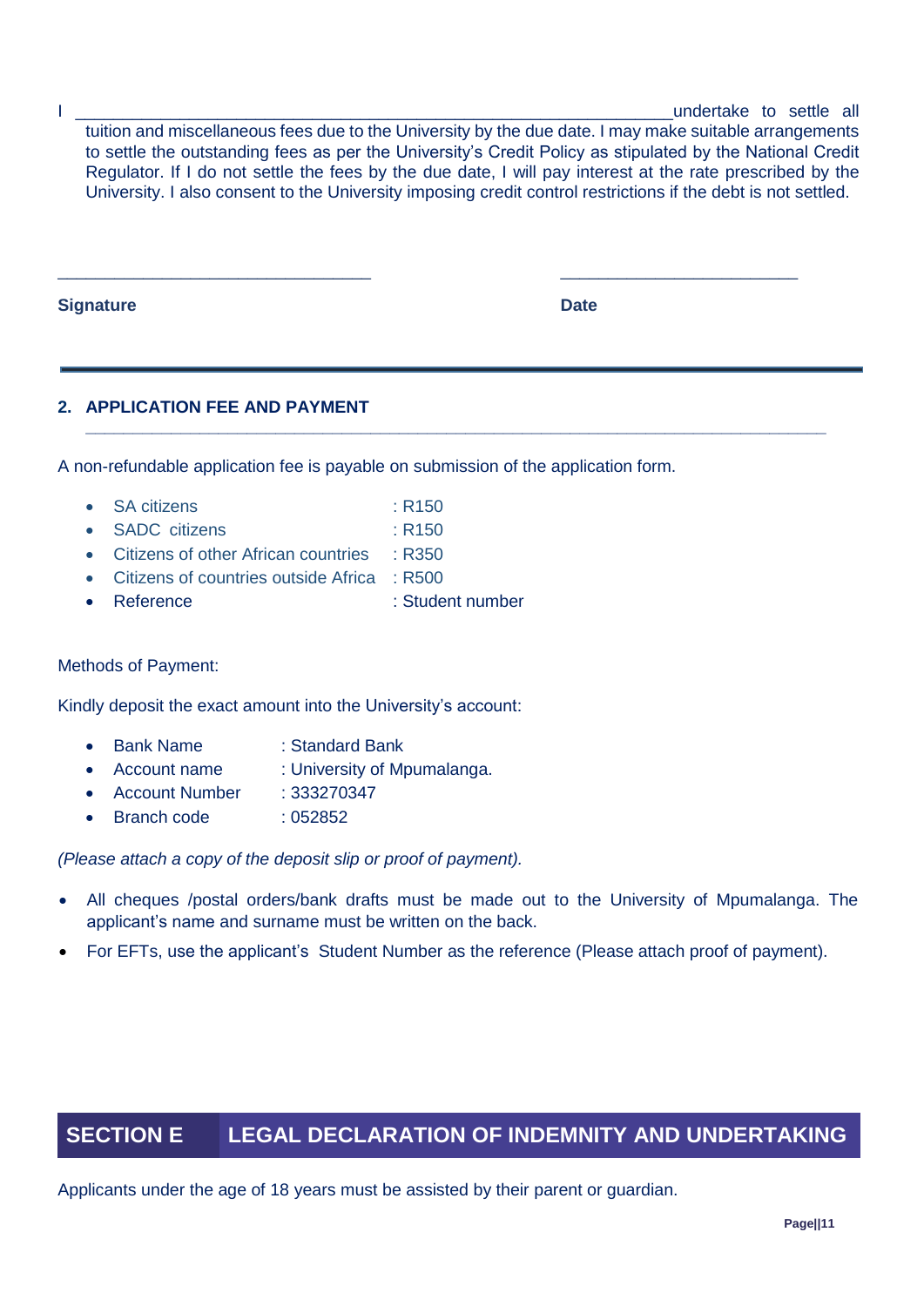I ________________________________________________________________ undertake to settle all tuition and miscellaneous fees due to the University by the due date. I may make suitable arrangements to settle the outstanding fees as per the University's Credit Policy as stipulated by the National Credit Regulator. If I do not settle the fees by the due date, I will pay interest at the rate prescribed by the University. I also consent to the University imposing credit control restrictions if the debt is not settled.

_________________________________ ________________________

**Signature** **Date**

---

## 2. APPLICATION FEE AND PAYMENT

A non-refundable application fee is payable on submission of the application form.

- SA citizens : R150
- SADC citizens : R150
- Citizens of other African countries : R350
- Citizens of countries outside Africa : R500
- Reference : Student number

Methods of Payment:

Kindly deposit the exact amount into the University's account:

- Bank Name : Standard Bank
- Account name : University of Mpumalanga.
- Account Number : 333270347
- Branch code : 052852

*(Please attach a copy of the deposit slip or proof of payment).*

- All cheques /postal orders/bank drafts must be made out to the University of Mpumalanga. The applicant's name and surname must be written on the back.
- For EFTs, use the applicant's Student Number as the reference (Please attach proof of payment).

# SECTION E LEGAL DECLARATION OF INDEMNITY AND UNDERTAKING

Applicants under the age of 18 years must be assisted by their parent or guardian.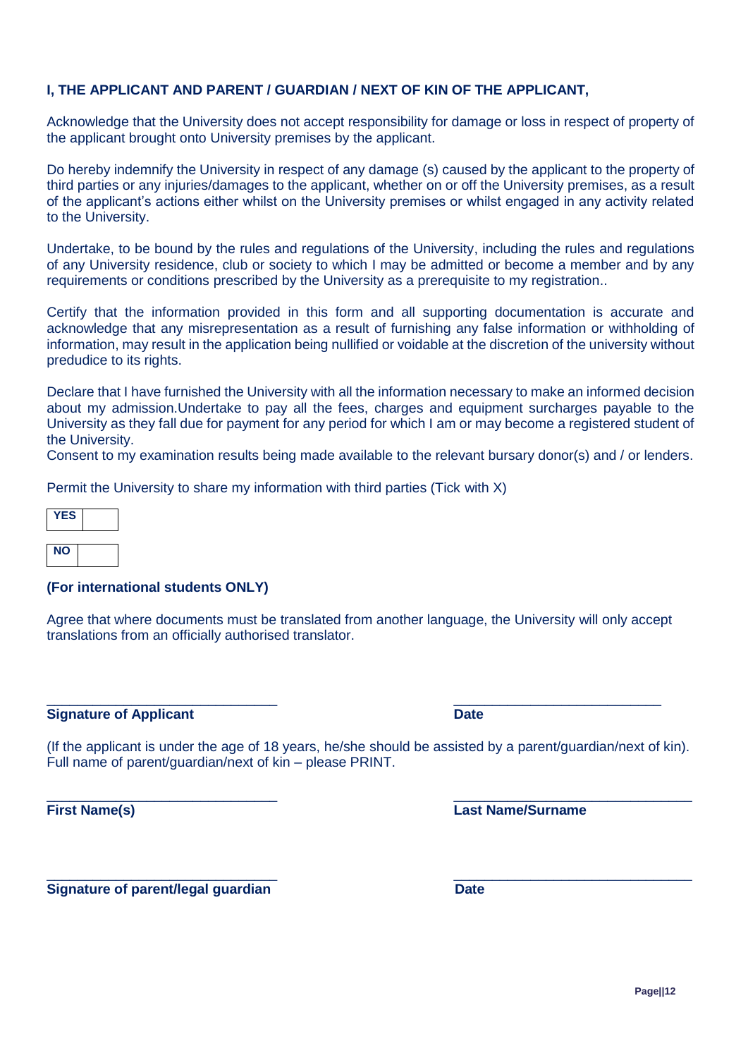**I, THE APPLICANT AND PARENT / GUARDIAN / NEXT OF KIN OF THE APPLICANT,**

Acknowledge that the University does not accept responsibility for damage or loss in respect of property of the applicant brought onto University premises by the applicant.

Do hereby indemnify the University in respect of any damage (s) caused by the applicant to the property of third parties or any injuries/damages to the applicant, whether on or off the University premises, as a result of the applicant's actions either whilst on the University premises or whilst engaged in any activity related to the University.

Undertake, to be bound by the rules and regulations of the University, including the rules and regulations of any University residence, club or society to which I may be admitted or become a member and by any requirements or conditions prescribed by the University as a prerequisite to my registration..

Certify that the information provided in this form and all supporting documentation is accurate and acknowledge that any misrepresentation as a result of furnishing any false information or withholding of information, may result in the application being nullified or voidable at the discretion of the university without predudice to its rights.

Declare that I have furnished the University with all the information necessary to make an informed decision about my admission.Undertake to pay all the fees, charges and equipment surcharges payable to the University as they fall due for payment for any period for which I am or may become a registered student of the University.
Consent to my examination results being made available to the relevant bursary donor(s) and / or lenders.

Permit the University to share my information with third parties (Tick with X)

| **YES** | |
|---|---|

| **NO** | |
|---|---|

**(For international students ONLY)**

Agree that where documents must be translated from another language, the University will only accept translations from an officially authorised translator.

\_\_\_\_\_\_\_\_\_\_\_\_\_\_\_\_\_\_\_\_\_\_\_\_\_\_\_\_\_\_ \_\_\_\_\_\_\_\_\_\_\_\_\_\_\_\_\_\_\_\_\_\_\_\_\_\_\_

**Signature of Applicant** **Date**

(If the applicant is under the age of 18 years, he/she should be assisted by a parent/guardian/next of kin).
Full name of parent/guardian/next of kin – please PRINT.

\_\_\_\_\_\_\_\_\_\_\_\_\_\_\_\_\_\_\_\_\_\_\_\_\_\_\_\_\_\_ \_\_\_\_\_\_\_\_\_\_\_\_\_\_\_\_\_\_\_\_\_\_\_\_\_\_\_\_\_\_\_

**First Name(s)** **Last Name/Surname**

\_\_\_\_\_\_\_\_\_\_\_\_\_\_\_\_\_\_\_\_\_\_\_\_\_\_\_\_\_\_ \_\_\_\_\_\_\_\_\_\_\_\_\_\_\_\_\_\_\_\_\_\_\_\_\_\_\_\_\_\_\_

**Signature of parent/legal guardian** **Date**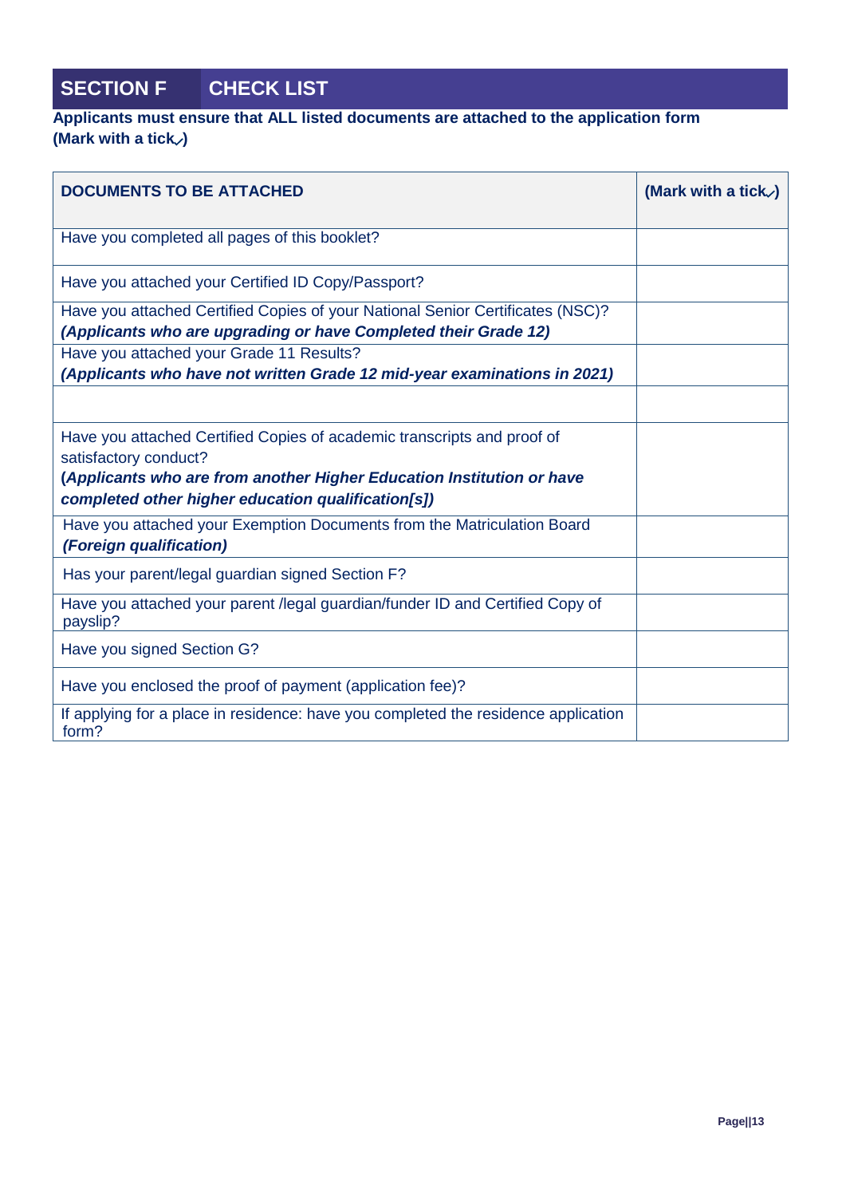## SECTION F CHECK LIST

**Applicants must ensure that ALL listed documents are attached to the application form (Mark with a tick✓)**

| DOCUMENTS TO BE ATTACHED | (Mark with a tick✓) |
|---|---|
| Have you completed all pages of this booklet? | |
| Have you attached your Certified ID Copy/Passport? | |
| Have you attached Certified Copies of your National Senior Certificates (NSC)? ***(Applicants who are upgrading or have Completed their Grade 12)*** | |
| Have you attached your Grade 11 Results? ***(Applicants who have not written Grade 12 mid-year examinations in 2021)*** | |
| | |
| Have you attached Certified Copies of academic transcripts and proof of satisfactory conduct? **(*Applicants who are from another Higher Education Institution or have completed other higher education qualification[s]*)** | |
| Have you attached your Exemption Documents from the Matriculation Board ***(Foreign qualification)*** | |
| Has your parent/legal guardian signed Section F? | |
| Have you attached your parent /legal guardian/funder ID and Certified Copy of payslip? | |
| Have you signed Section G? | |
| Have you enclosed the proof of payment (application fee)? | |
| If applying for a place in residence: have you completed the residence application form? | |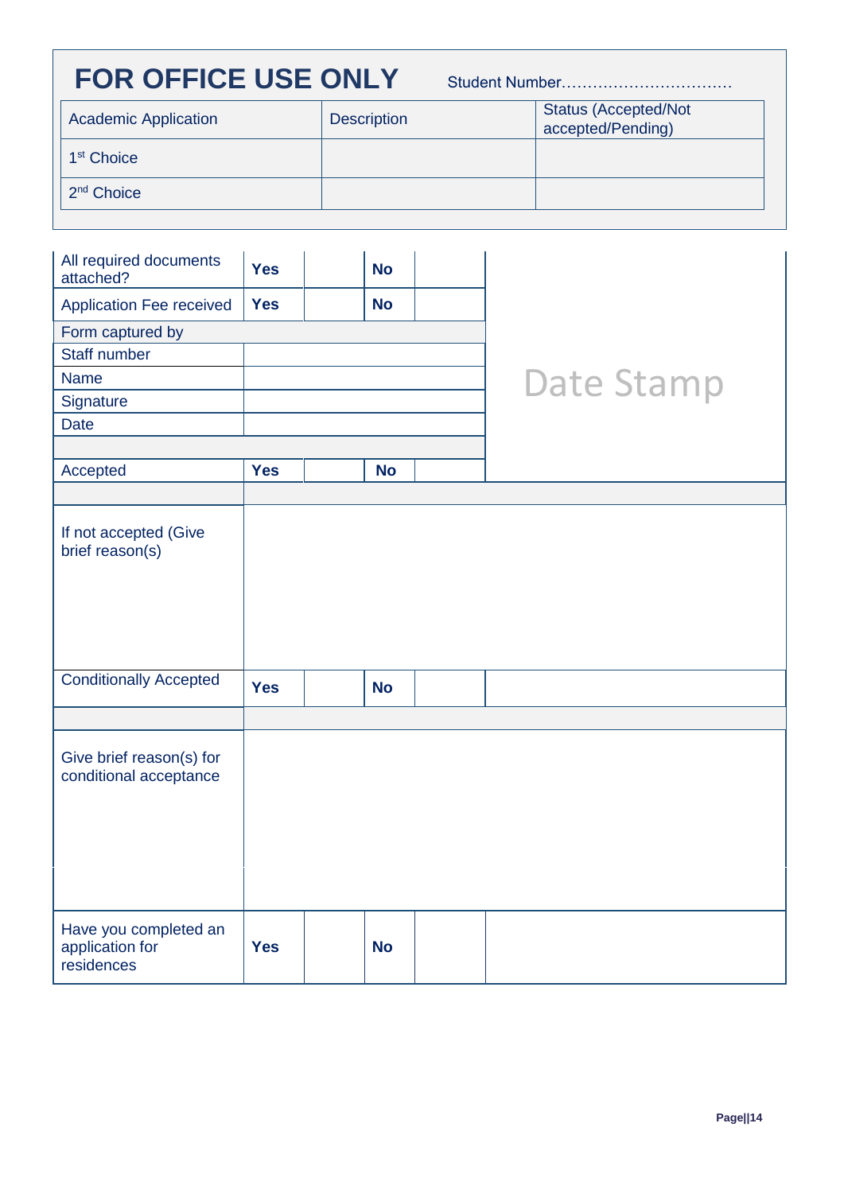# FOR OFFICE USE ONLY

Student Number……………………………

| Academic Application | Description | Status (Accepted/Not accepted/Pending) |
| --- | --- | --- |
| 1st Choice | | |
| 2nd Choice | | |

| | | | | | |
| --- | --- | --- | --- | --- | --- |
| All required documents attached? | **Yes** | | **No** | | Date Stamp |
| Application Fee received | **Yes** | | **No** | | |
| Form captured by | | | | | |
| Staff number | | | | | |
| Name | | | | | |
| Signature | | | | | |
| Date | | | | | |
| | | | | | |
| Accepted | **Yes** | | **No** | | |
| | | | | | |
| If not accepted (Give brief reason(s) | | | | | |
| Conditionally Accepted | **Yes** | | **No** | | |
| | | | | | |
| Give brief reason(s) for conditional acceptance | | | | | |
| | | | | | |
| Have you completed an application for residences | **Yes** | | **No** | | |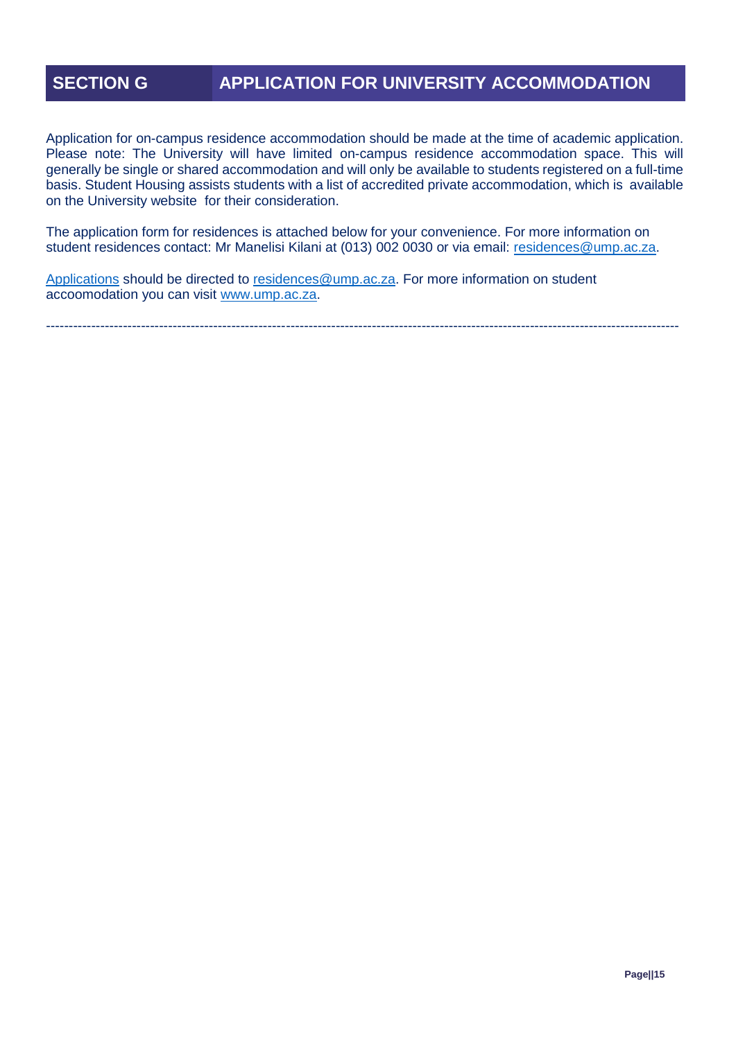## SECTION G APPLICATION FOR UNIVERSITY ACCOMMODATION

Application for on-campus residence accommodation should be made at the time of academic application. Please note: The University will have limited on-campus residence accommodation space. This will generally be single or shared accommodation and will only be available to students registered on a full-time basis. Student Housing assists students with a list of accredited private accommodation, which is available on the University website for their consideration.

The application form for residences is attached below for your convenience. For more information on student residences contact: Mr Manelisi Kilani at (013) 002 0030 or via email: residences@ump.ac.za.

Applications should be directed to residences@ump.ac.za. For more information on student accoomodation you can visit www.ump.ac.za.

---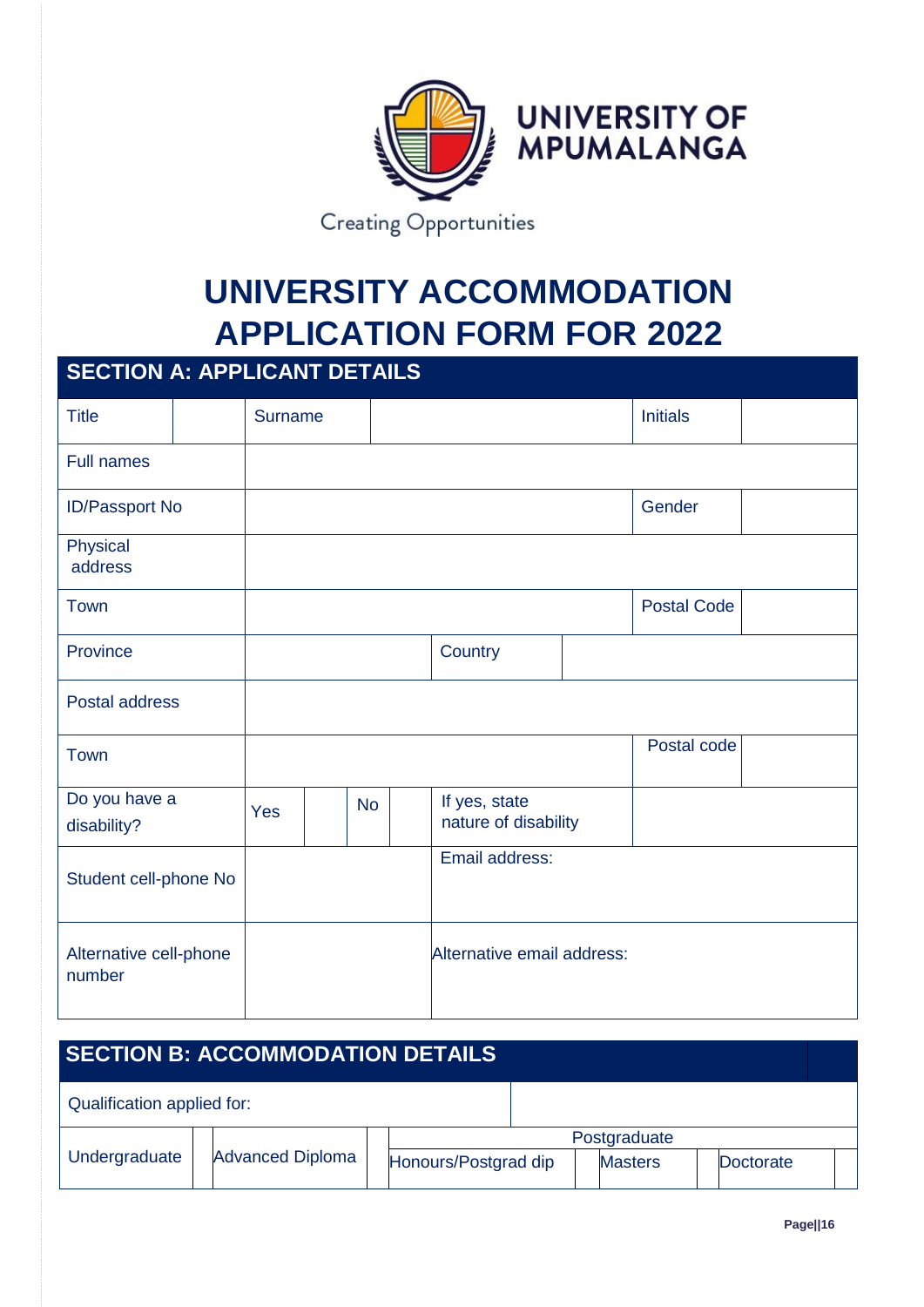UNIVERSITY OF MPUMALANGA

Creating Opportunities

# UNIVERSITY ACCOMMODATION APPLICATION FORM FOR 2022

## SECTION A: APPLICANT DETAILS

| Title | | Surname | | | | Initials | |
|---|---|---|---|---|---|---|---|
| Full names | | | | | | | |
| ID/Passport No | | | | | | Gender | |
| Physical address | | | | | | | |
| Town | | | | | | Postal Code | |
| Province | | | | Country | | | |
| Postal address | | | | | | | |
| Town | | | | | | Postal code | |
| Do you have a disability? | Yes | | No | | If yes, state nature of disability | | |
| Student cell-phone No | | | | Email address: | | | |
| Alternative cell-phone number | | | | Alternative email address: | | | |

## SECTION B: ACCOMMODATION DETAILS

| Qualification applied for: | | | | | | | | | |
|---|---|---|---|---|---|---|---|---|---|
| | | | | Postgraduate | | | | | |
| Undergraduate | | Advanced Diploma | | Honours/Postgrad dip | | Masters | | Doctorate | |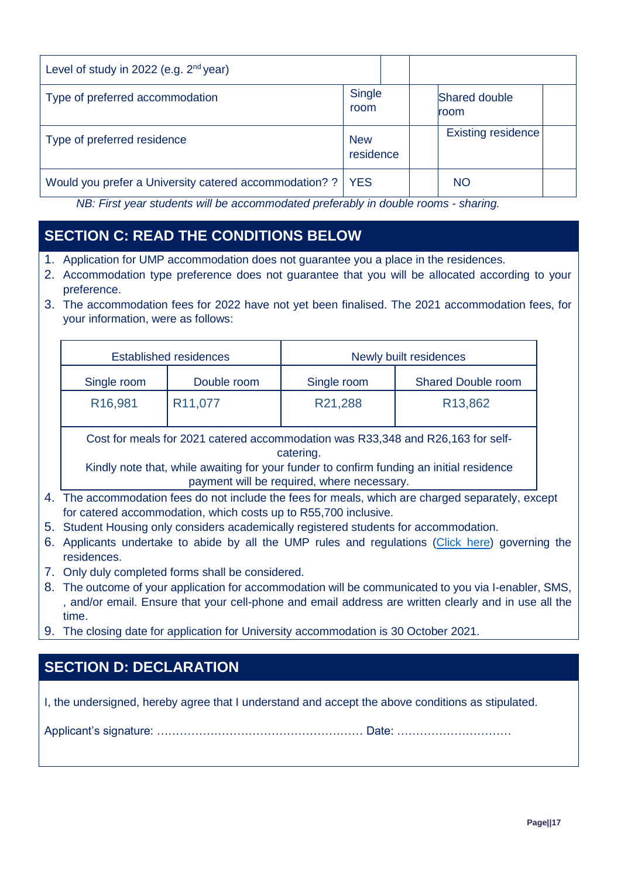| Level of study in 2022 (e.g. 2nd year) | | | | |
|---|---|---|---|---|
| Type of preferred accommodation | Single room | | Shared double room | |
| Type of preferred residence | New residence | | Existing residence | |
| Would you prefer a University catered accommodation? ? | YES | | NO | |

*NB: First year students will be accommodated preferably in double rooms - sharing.*

## SECTION C: READ THE CONDITIONS BELOW

1. Application for UMP accommodation does not guarantee you a place in the residences.
2. Accommodation type preference does not guarantee that you will be allocated according to your preference.
3. The accommodation fees for 2022 have not yet been finalised. The 2021 accommodation fees, for your information, were as follows:

| Established residences | | Newly built residences | |
|---|---|---|---|
| Single room | Double room | Single room | Shared Double room |
| R16,981 | R11,077 | R21,288 | R13,862 |
| Cost for meals for 2021 catered accommodation was R33,348 and R26,163 for self-catering. Kindly note that, while awaiting for your funder to confirm funding an initial residence payment will be required, where necessary. | | | |

4. The accommodation fees do not include the fees for meals, which are charged separately, except for catered accommodation, which costs up to R55,700 inclusive.
5. Student Housing only considers academically registered students for accommodation.
6. Applicants undertake to abide by all the UMP rules and regulations (Click here) governing the residences.
7. Only duly completed forms shall be considered.
8. The outcome of your application for accommodation will be communicated to you via I-enabler, SMS, , and/or email. Ensure that your cell-phone and email address are written clearly and in use all the time.
9. The closing date for application for University accommodation is 30 October 2021.

## SECTION D: DECLARATION

I, the undersigned, hereby agree that I understand and accept the above conditions as stipulated.

Applicant's signature: ……………………………………………… Date: …………………………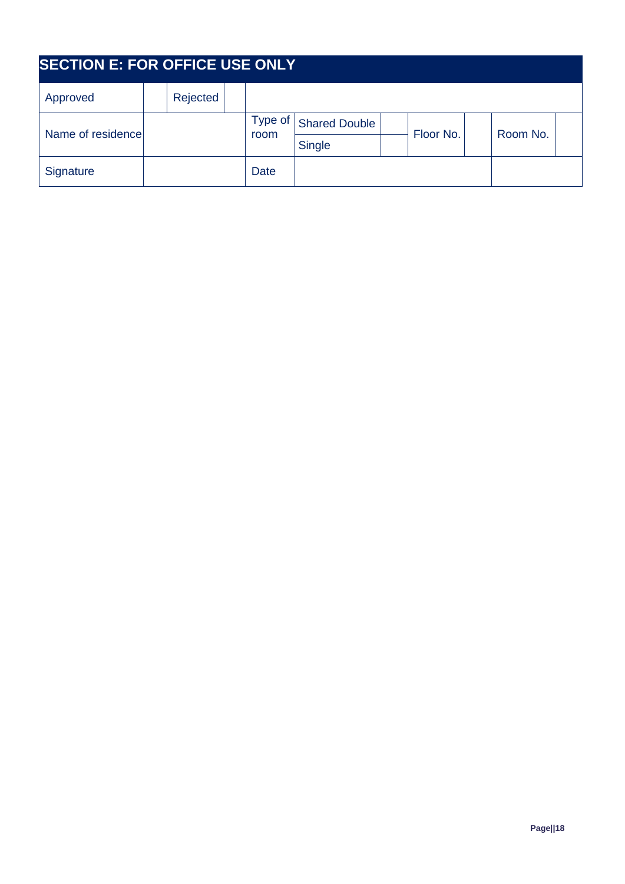## SECTION E: FOR OFFICE USE ONLY

| | | | | | | | | | |
|---|---|---|---|---|---|---|---|---|---|
| Approved | | Rejected | | | | | | | |
| Name of residence | | | Type of room | Shared Double | | Floor No. | | Room No. | |
| | | | | Single | | | | | |
| Signature | | | Date | | | | | | |